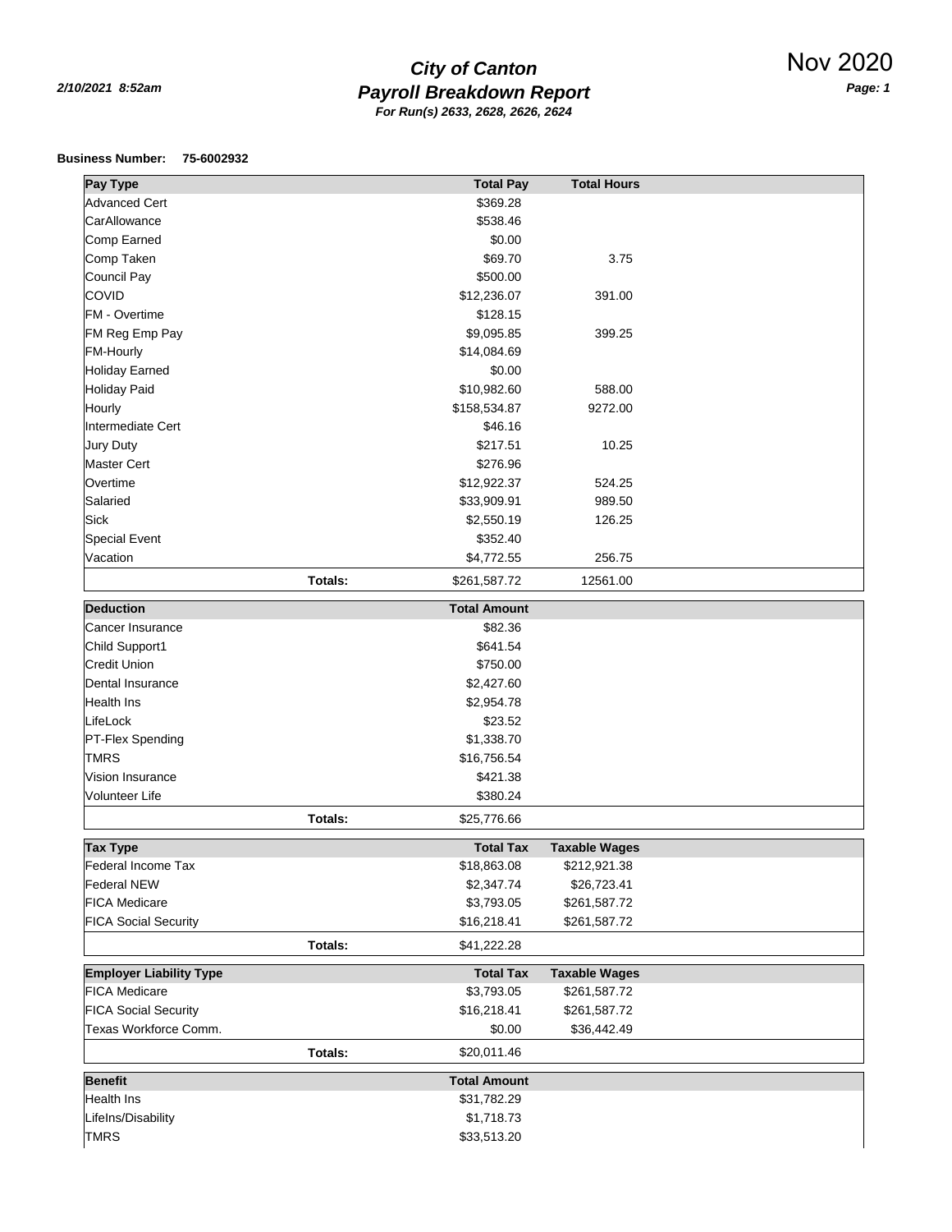# City of Canton

## Payroll Breakdown Report

**For Run(s) 2633, 2628, 2626, 2624**

2/10/2021 8:52am

Nov 2020

**Business Number:** 75-6002932

| Pay Type | | Total Pay | Total Hours |
|---|---|---|---|
| Advanced Cert | | $369.28 | |
| CarAllowance | | $538.46 | |
| Comp Earned | | $0.00 | |
| Comp Taken | | $69.70 | 3.75 |
| Council Pay | | $500.00 | |
| COVID | | $12,236.07 | 391.00 |
| FM - Overtime | | $128.15 | |
| FM Reg Emp Pay | | $9,095.85 | 399.25 |
| FM-Hourly | | $14,084.69 | |
| Holiday Earned | | $0.00 | |
| Holiday Paid | | $10,982.60 | 588.00 |
| Hourly | | $158,534.87 | 9272.00 |
| Intermediate Cert | | $46.16 | |
| Jury Duty | | $217.51 | 10.25 |
| Master Cert | | $276.96 | |
| Overtime | | $12,922.37 | 524.25 |
| Salaried | | $33,909.91 | 989.50 |
| Sick | | $2,550.19 | 126.25 |
| Special Event | | $352.40 | |
| Vacation | | $4,772.55 | 256.75 |
| | **Totals:** | $261,587.72 | 12561.00 |

| Deduction | | Total Amount |
|---|---|---|
| Cancer Insurance | | $82.36 |
| Child Support1 | | $641.54 |
| Credit Union | | $750.00 |
| Dental Insurance | | $2,427.60 |
| Health Ins | | $2,954.78 |
| LifeLock | | $23.52 |
| PT-Flex Spending | | $1,338.70 |
| TMRS | | $16,756.54 |
| Vision Insurance | | $421.38 |
| Volunteer Life | | $380.24 |
| | **Totals:** | $25,776.66 |

| Tax Type | | Total Tax | Taxable Wages |
|---|---|---|---|
| Federal Income Tax | | $18,863.08 | $212,921.38 |
| Federal NEW | | $2,347.74 | $26,723.41 |
| FICA Medicare | | $3,793.05 | $261,587.72 |
| FICA Social Security | | $16,218.41 | $261,587.72 |
| | **Totals:** | $41,222.28 | |

| Employer Liability Type | | Total Tax | Taxable Wages |
|---|---|---|---|
| FICA Medicare | | $3,793.05 | $261,587.72 |
| FICA Social Security | | $16,218.41 | $261,587.72 |
| Texas Workforce Comm. | | $0.00 | $36,442.49 |
| | **Totals:** | $20,011.46 | |

| Benefit | | Total Amount |
|---|---|---|
| Health Ins | | $31,782.29 |
| LifeIns/Disability | | $1,718.73 |
| TMRS | | $33,513.20 |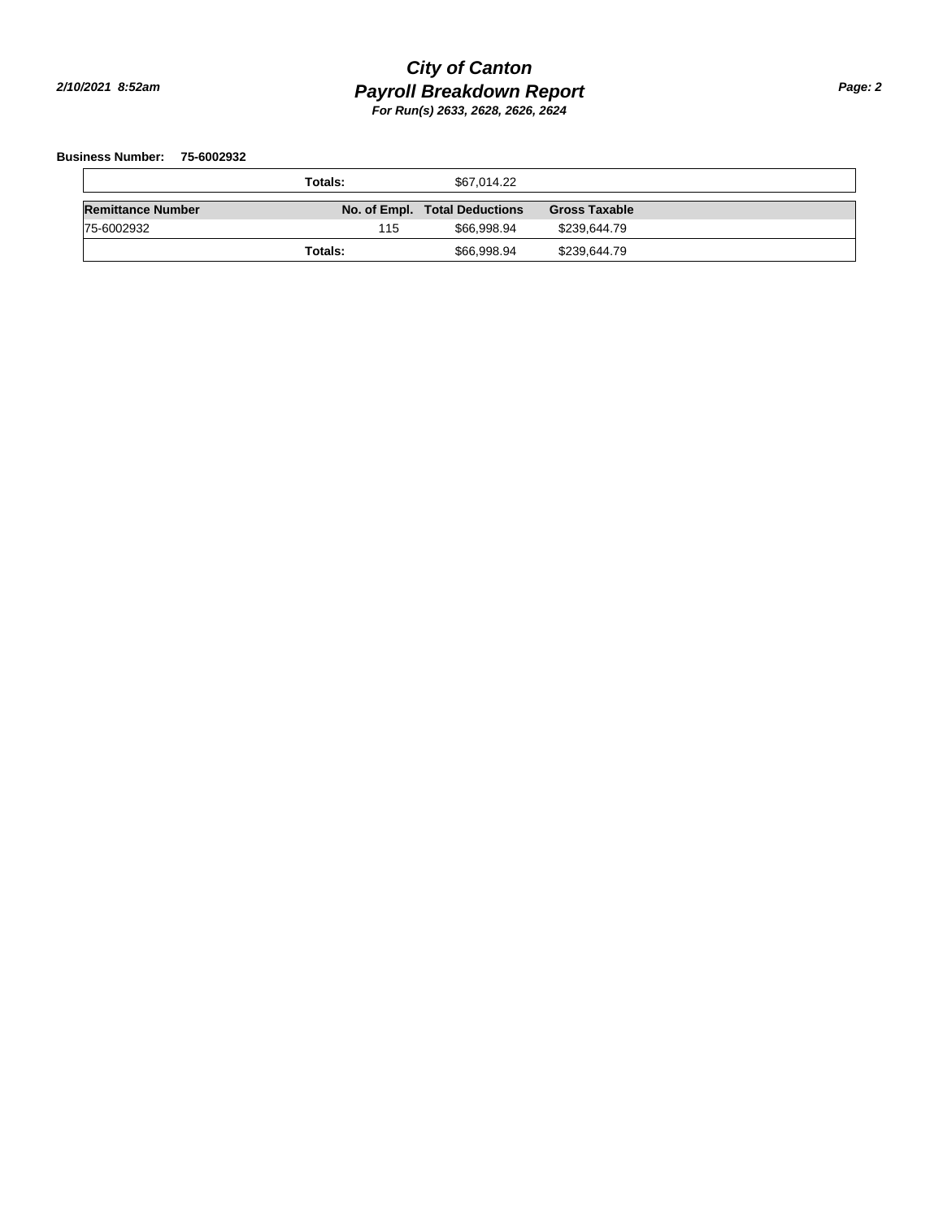**Business Number: 75-6002932**

| | | | |
|---|---|---|---|
| **Totals:** | | $67,014.22 | |

| Remittance Number | No. of Empl. | Total Deductions | Gross Taxable |
|---|---|---|---|
| 75-6002932 | 115 | $66,998.94 | $239,644.79 |
| **Totals:** | | $66,998.94 | $239,644.79 |